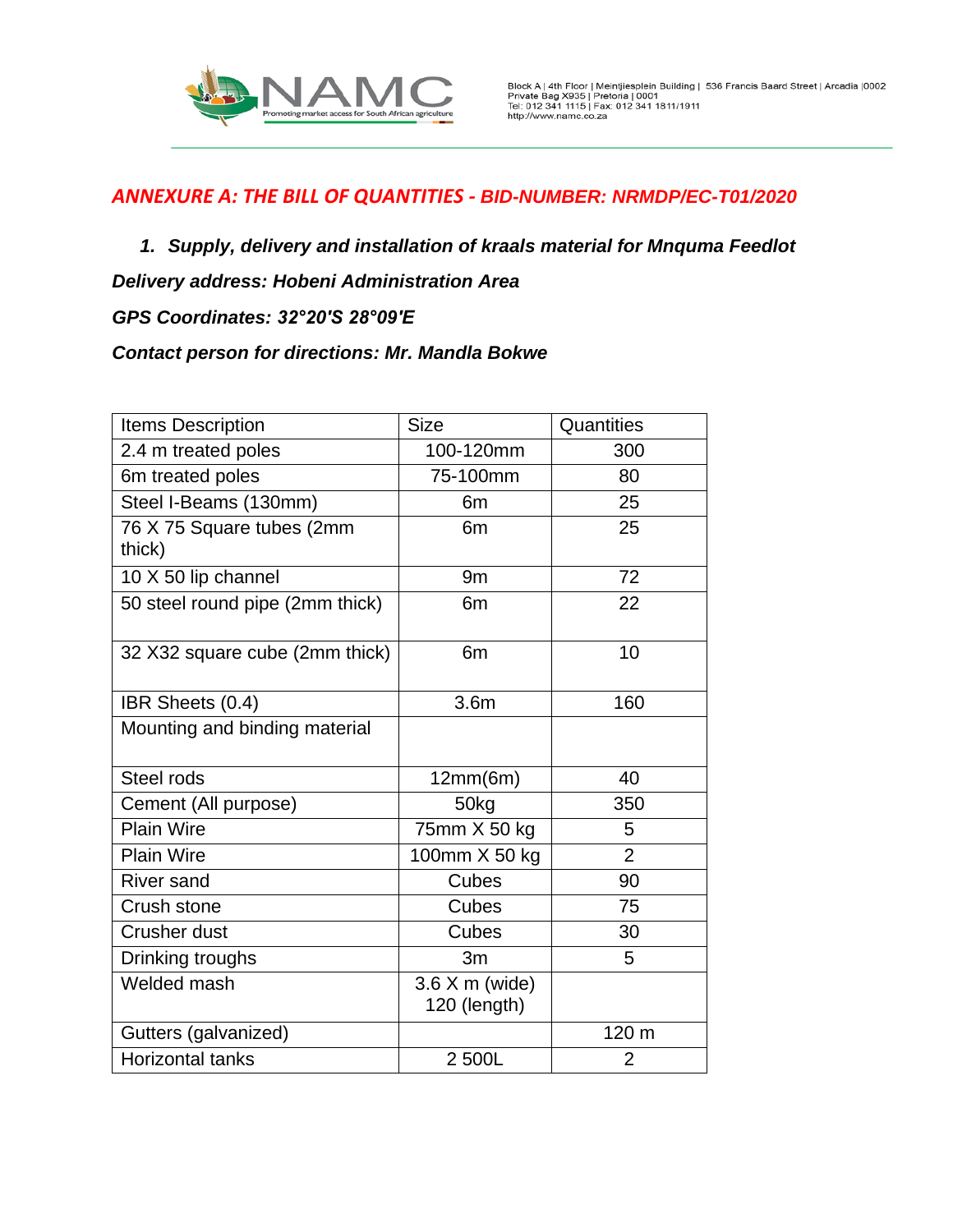## *ANNEXURE A: THE BILL OF QUANTITIES - BID-NUMBER: NRMDP/EC-T01/2020*

### *1. Supply, delivery and installation of kraals material for Mnquma Feedlot*

***Delivery address: Hobeni Administration Area***

***GPS Coordinates: 32°20'S 28°09'E***

***Contact person for directions: Mr. Mandla Bokwe***

| Items Description | Size | Quantities |
|---|---|---|
| 2.4 m treated poles | 100-120mm | 300 |
| 6m treated poles | 75-100mm | 80 |
| Steel I-Beams (130mm) | 6m | 25 |
| 76 X 75 Square tubes (2mm thick) | 6m | 25 |
| 10 X 50 lip channel | 9m | 72 |
| 50 steel round pipe (2mm thick) | 6m | 22 |
| 32 X32 square cube (2mm thick) | 6m | 10 |
| IBR Sheets (0.4) | 3.6m | 160 |
| Mounting and binding material | | |
| Steel rods | 12mm(6m) | 40 |
| Cement (All purpose) | 50kg | 350 |
| Plain Wire | 75mm X 50 kg | 5 |
| Plain Wire | 100mm X 50 kg | 2 |
| River sand | Cubes | 90 |
| Crush stone | Cubes | 75 |
| Crusher dust | Cubes | 30 |
| Drinking troughs | 3m | 5 |
| Welded mash | 3.6 X m (wide) 120 (length) | |
| Gutters (galvanized) | | 120 m |
| Horizontal tanks | 2 500L | 2 |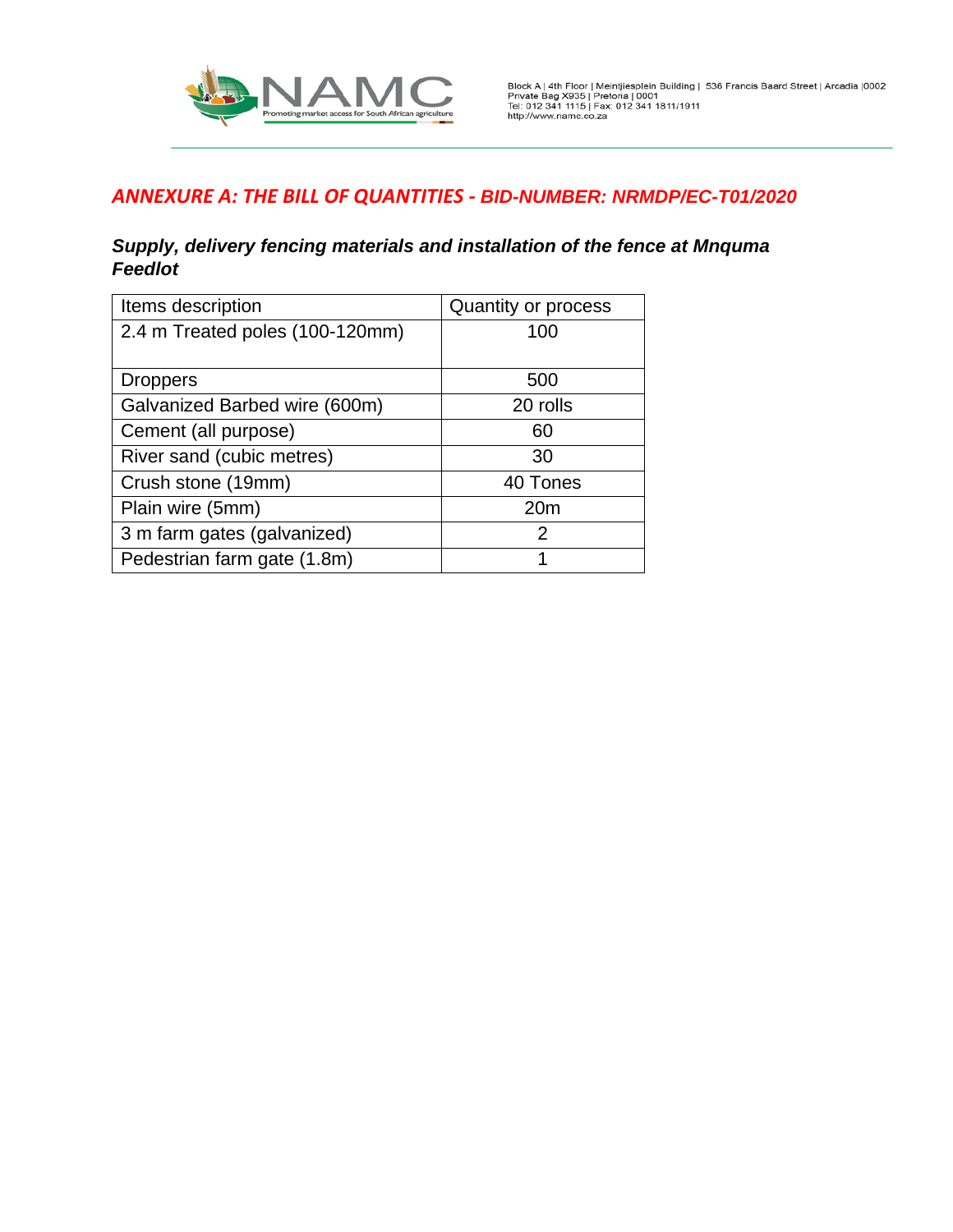## *ANNEXURE A: THE BILL OF QUANTITIES - BID-NUMBER: NRMDP/EC-T01/2020*

### *Supply, delivery fencing materials and installation of the fence at Mnquma Feedlot*

| Items description | Quantity or process |
|---|---|
| 2.4 m Treated poles (100-120mm) | 100 |
| Droppers | 500 |
| Galvanized Barbed wire (600m) | 20 rolls |
| Cement (all purpose) | 60 |
| River sand (cubic metres) | 30 |
| Crush stone (19mm) | 40 Tones |
| Plain wire (5mm) | 20m |
| 3 m farm gates (galvanized) | 2 |
| Pedestrian farm gate (1.8m) | 1 |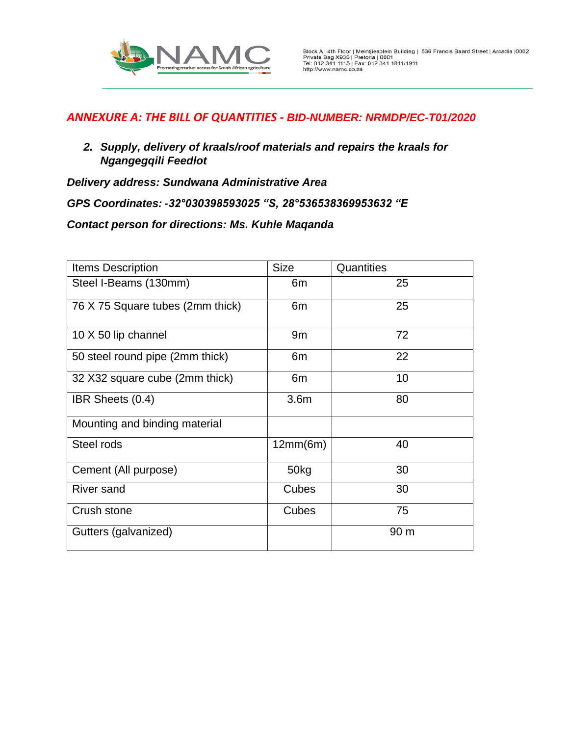## *ANNEXURE A: THE BILL OF QUANTITIES - BID-NUMBER: NRMDP/EC-T01/2020*

2. ***Supply, delivery of kraals/roof materials and repairs the kraals for Ngangegqili Feedlot***

***Delivery address: Sundwana Administrative Area***

***GPS Coordinates: -32°030398593025 "S, 28°536538369953632 "E***

***Contact person for directions: Ms. Kuhle Maqanda***

| Items Description | Size | Quantities |
|---|---|---|
| Steel I-Beams (130mm) | 6m | 25 |
| 76 X 75 Square tubes (2mm thick) | 6m | 25 |
| 10 X 50 lip channel | 9m | 72 |
| 50 steel round pipe (2mm thick) | 6m | 22 |
| 32 X32 square cube (2mm thick) | 6m | 10 |
| IBR Sheets (0.4) | 3.6m | 80 |
| Mounting and binding material | | |
| Steel rods | 12mm(6m) | 40 |
| Cement (All purpose) | 50kg | 30 |
| River sand | Cubes | 30 |
| Crush stone | Cubes | 75 |
| Gutters (galvanized) | | 90 m |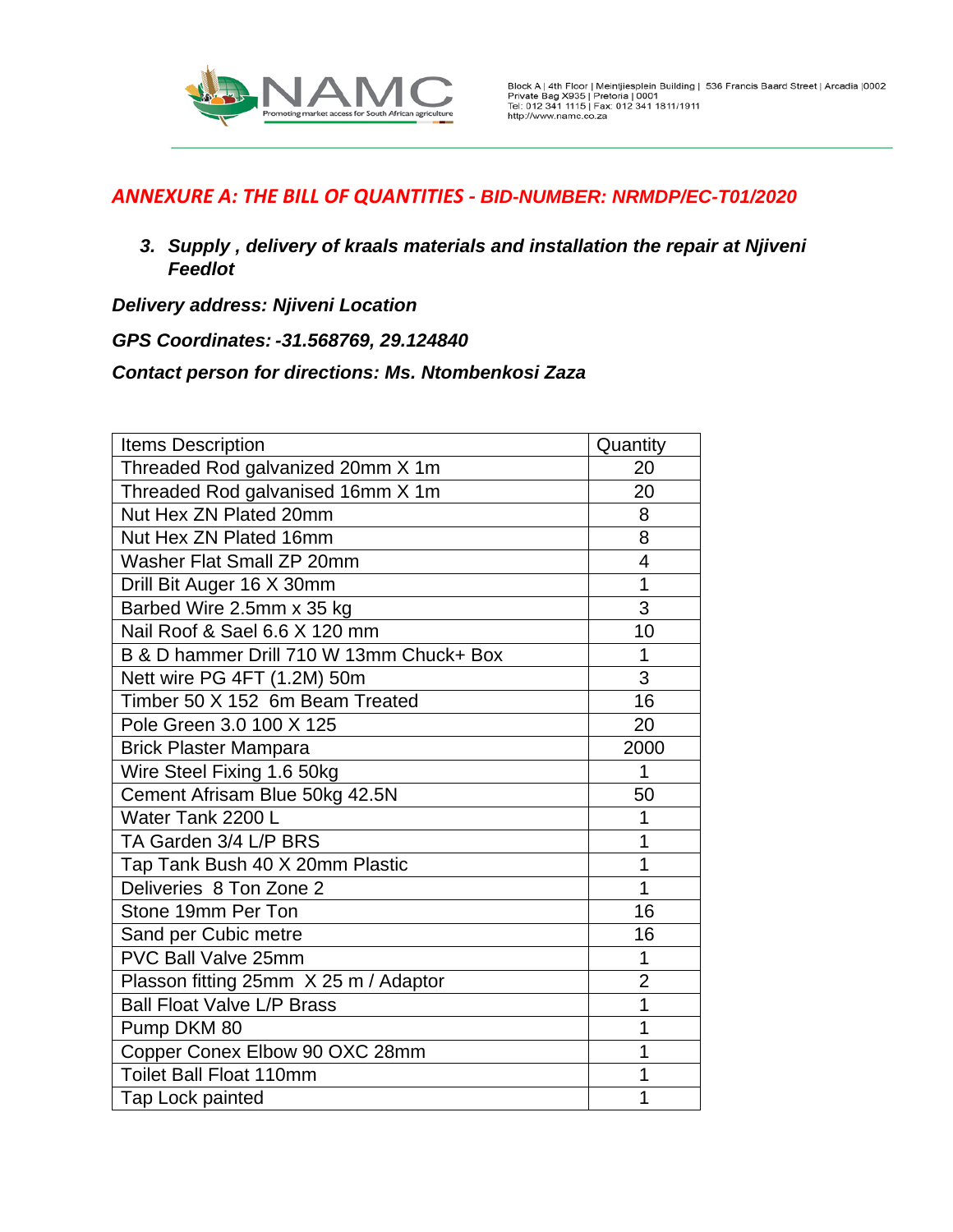## ANNEXURE A: THE BILL OF QUANTITIES - BID-NUMBER: NRMDP/EC-T01/2020

3. ***Supply , delivery of kraals materials and installation the repair at Njiveni Feedlot***

***Delivery address: Njiveni Location***

***GPS Coordinates: -31.568769, 29.124840***

***Contact person for directions: Ms. Ntombenkosi Zaza***

| Items Description | Quantity |
|---|---|
| Threaded Rod galvanized 20mm X 1m | 20 |
| Threaded Rod galvanised 16mm X 1m | 20 |
| Nut Hex ZN Plated 20mm | 8 |
| Nut Hex ZN Plated 16mm | 8 |
| Washer Flat Small ZP 20mm | 4 |
| Drill Bit Auger 16 X 30mm | 1 |
| Barbed Wire 2.5mm x 35 kg | 3 |
| Nail Roof & Sael 6.6 X 120 mm | 10 |
| B & D hammer Drill 710 W 13mm Chuck+ Box | 1 |
| Nett wire PG 4FT (1.2M) 50m | 3 |
| Timber 50 X 152 6m Beam Treated | 16 |
| Pole Green 3.0 100 X 125 | 20 |
| Brick Plaster Mampara | 2000 |
| Wire Steel Fixing 1.6 50kg | 1 |
| Cement Afrisam Blue 50kg 42.5N | 50 |
| Water Tank 2200 L | 1 |
| TA Garden 3/4 L/P BRS | 1 |
| Tap Tank Bush 40 X 20mm Plastic | 1 |
| Deliveries 8 Ton Zone 2 | 1 |
| Stone 19mm Per Ton | 16 |
| Sand per Cubic metre | 16 |
| PVC Ball Valve 25mm | 1 |
| Plasson fitting 25mm X 25 m / Adaptor | 2 |
| Ball Float Valve L/P Brass | 1 |
| Pump DKM 80 | 1 |
| Copper Conex Elbow 90 OXC 28mm | 1 |
| Toilet Ball Float 110mm | 1 |
| Tap Lock painted | 1 |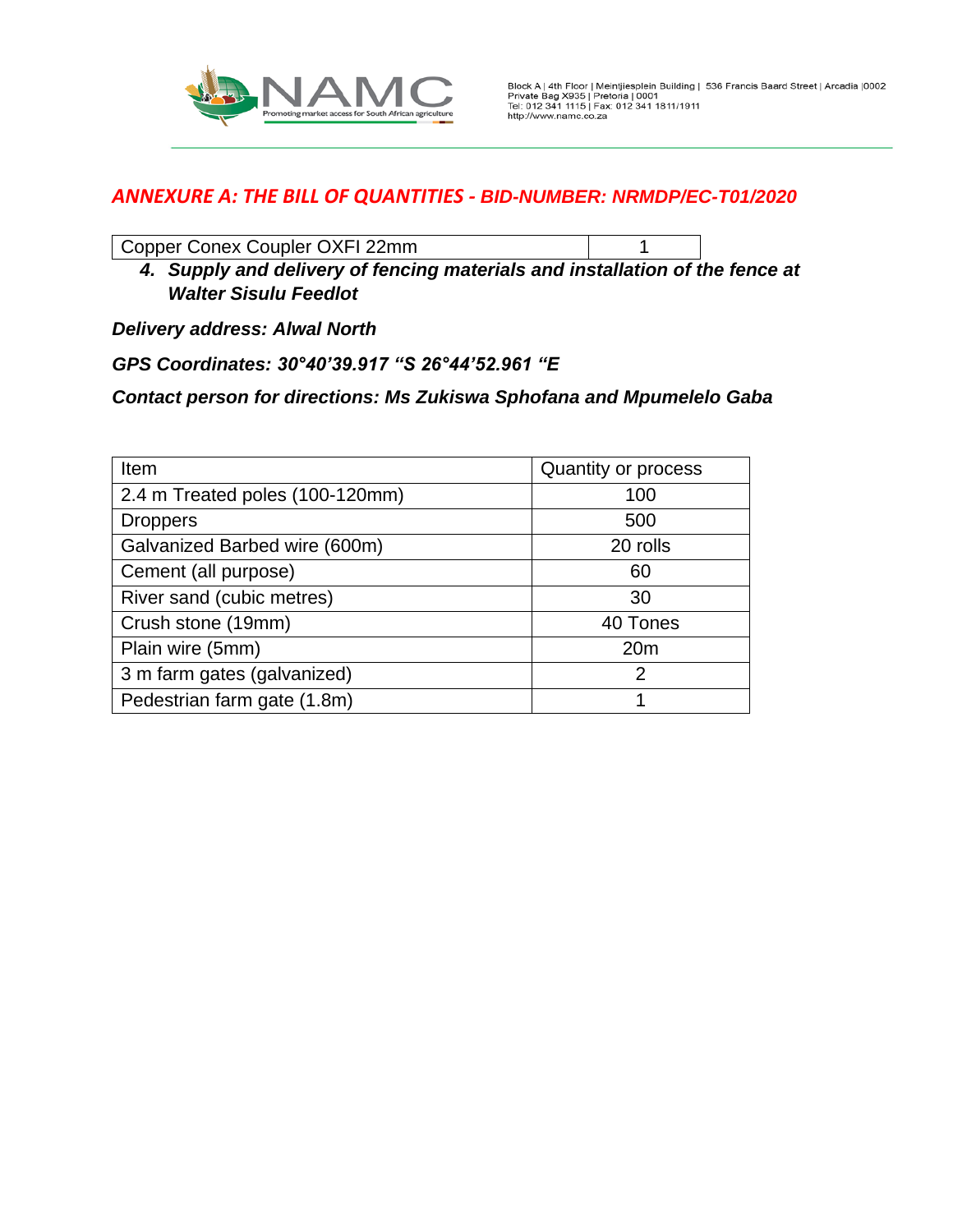## *ANNEXURE A: THE BILL OF QUANTITIES - BID-NUMBER: NRMDP/EC-T01/2020*

| Copper Conex Coupler OXFI 22mm | 1 |
|---|---|

4. ***Supply and delivery of fencing materials and installation of the fence at Walter Sisulu Feedlot***

***Delivery address: Alwal North***

***GPS Coordinates: 30°40'39.917 "S 26°44'52.961 "E***

***Contact person for directions: Ms Zukiswa Sphofana and Mpumelelo Gaba***

| Item | Quantity or process |
|---|---|
| 2.4 m Treated poles (100-120mm) | 100 |
| Droppers | 500 |
| Galvanized Barbed wire (600m) | 20 rolls |
| Cement (all purpose) | 60 |
| River sand (cubic metres) | 30 |
| Crush stone (19mm) | 40 Tones |
| Plain wire (5mm) | 20m |
| 3 m farm gates (galvanized) | 2 |
| Pedestrian farm gate (1.8m) | 1 |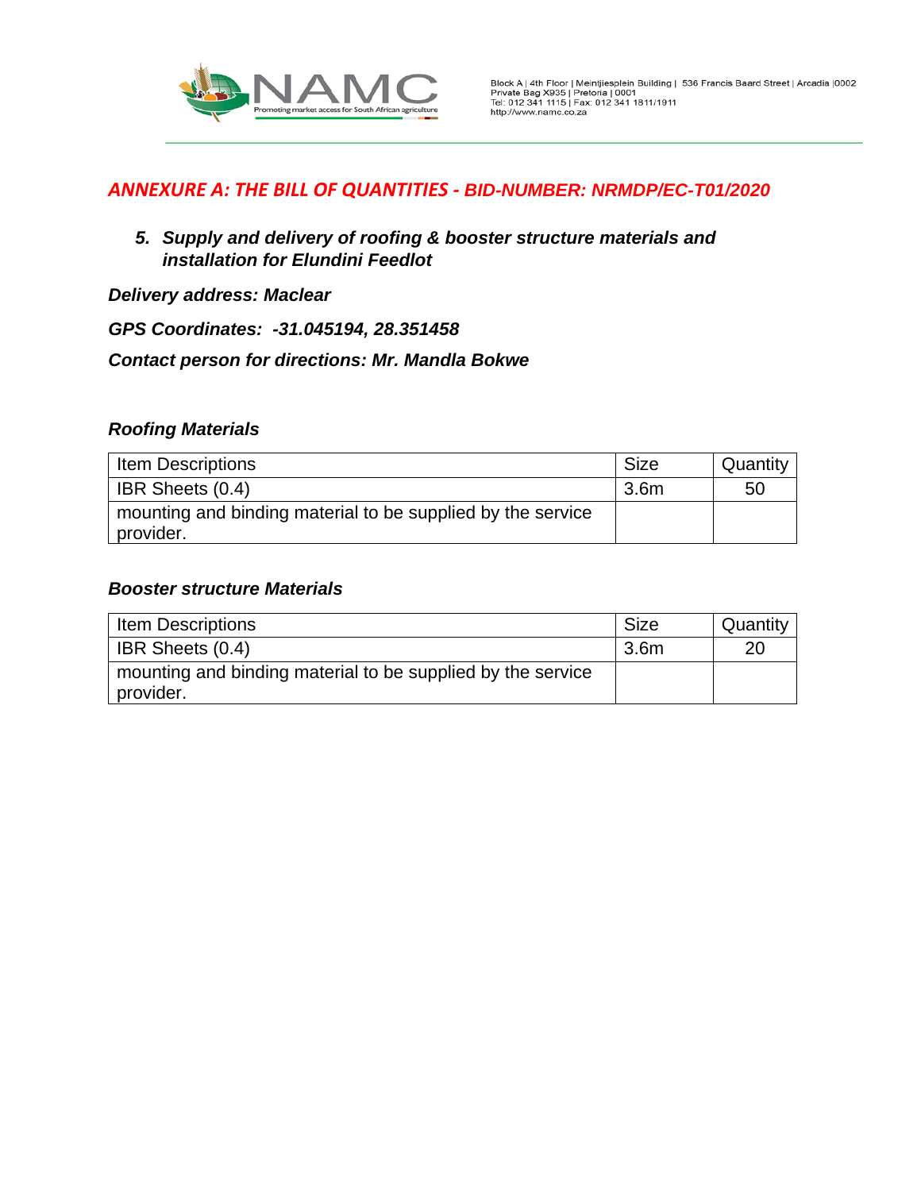## *ANNEXURE A: THE BILL OF QUANTITIES - BID-NUMBER: NRMDP/EC-T01/2020*

### *5. Supply and delivery of roofing & booster structure materials and installation for Elundini Feedlot*

***Delivery address: Maclear***

***GPS Coordinates: -31.045194, 28.351458***

***Contact person for directions: Mr. Mandla Bokwe***

### *Roofing Materials*

| Item Descriptions | Size | Quantity |
|---|---|---|
| IBR Sheets (0.4) | 3.6m | 50 |
| mounting and binding material to be supplied by the service provider. | | |

### *Booster structure Materials*

| Item Descriptions | Size | Quantity |
|---|---|---|
| IBR Sheets (0.4) | 3.6m | 20 |
| mounting and binding material to be supplied by the service provider. | | |